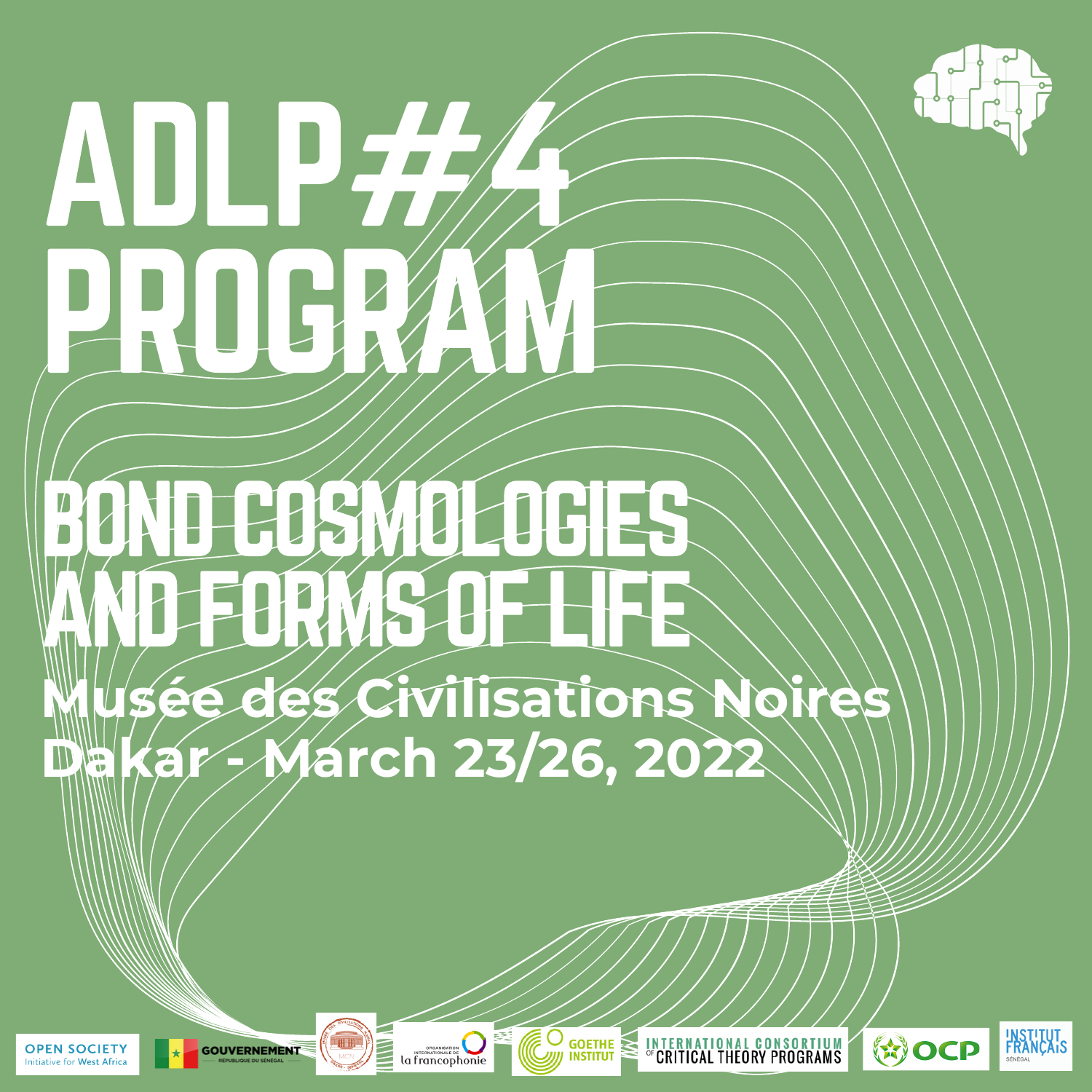# ADLP#4 PROGRAM

## BOND COSMOLOGIES AND FORMS OF LIFE

**Musée des Civilisations Noires**
**Dakar - March 23/26, 2022**

OPEN SOCIETY Initiative for West Africa

GOUVERNEMENT RÉPUBLIQUE DU SÉNÉGAL

MCN

ORGANISATION INTERNATIONALE DE la francophonie

GOETHE INSTITUT

INTERNATIONAL CONSORTIUM OF CRITICAL THEORY PROGRAMS

OCP

INSTITUT FRANÇAIS SÉNÉGAL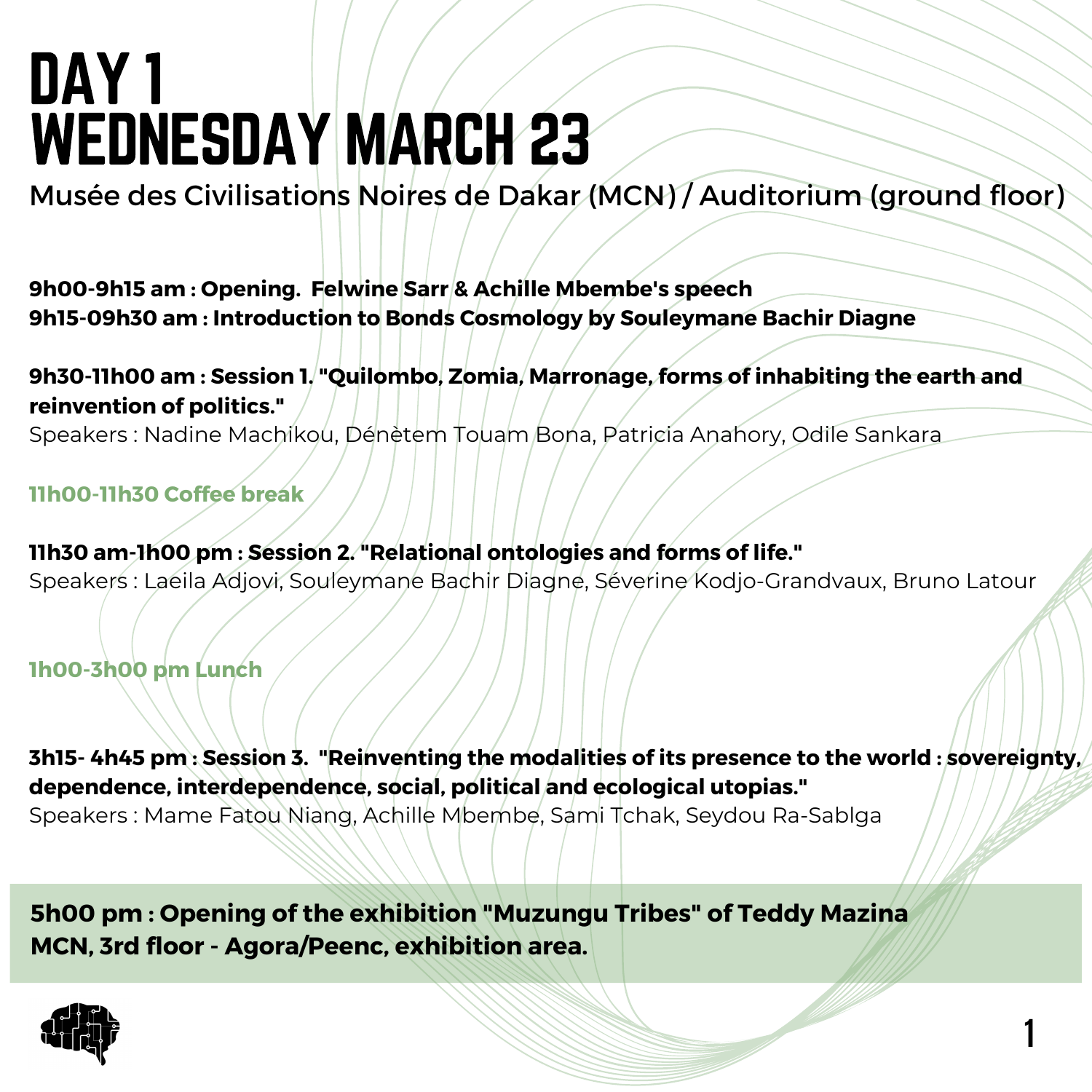# DAY 1
# WEDNESDAY MARCH 23

Musée des Civilisations Noires de Dakar (MCN) / Auditorium (ground floor)

**9h00-9h15 am : Opening. Felwine Sarr & Achille Mbembe's speech**
**9h15-09h30 am : Introduction to Bonds Cosmology by Souleymane Bachir Diagne**

**9h30-11h00 am : Session 1. "Quilombo, Zomia, Marronage, forms of inhabiting the earth and reinvention of politics."**
Speakers : Nadine Machikou, Dénètem Touam Bona, Patricia Anahory, Odile Sankara

**11h00-11h30 Coffee break**

**11h30 am-1h00 pm : Session 2. "Relational ontologies and forms of life."**
Speakers : Laeila Adjovi, Souleymane Bachir Diagne, Séverine Kodjo-Grandvaux, Bruno Latour

**1h00-3h00 pm Lunch**

**3h15- 4h45 pm : Session 3. "Reinventing the modalities of its presence to the world : sovereignty, dependence, interdependence, social, political and ecological utopias."**
Speakers : Mame Fatou Niang, Achille Mbembe, Sami Tchak, Seydou Ra-Sablga

**5h00 pm : Opening of the exhibition "Muzungu Tribes" of Teddy Mazina**
**MCN, 3rd floor - Agora/Peenc, exhibition area.**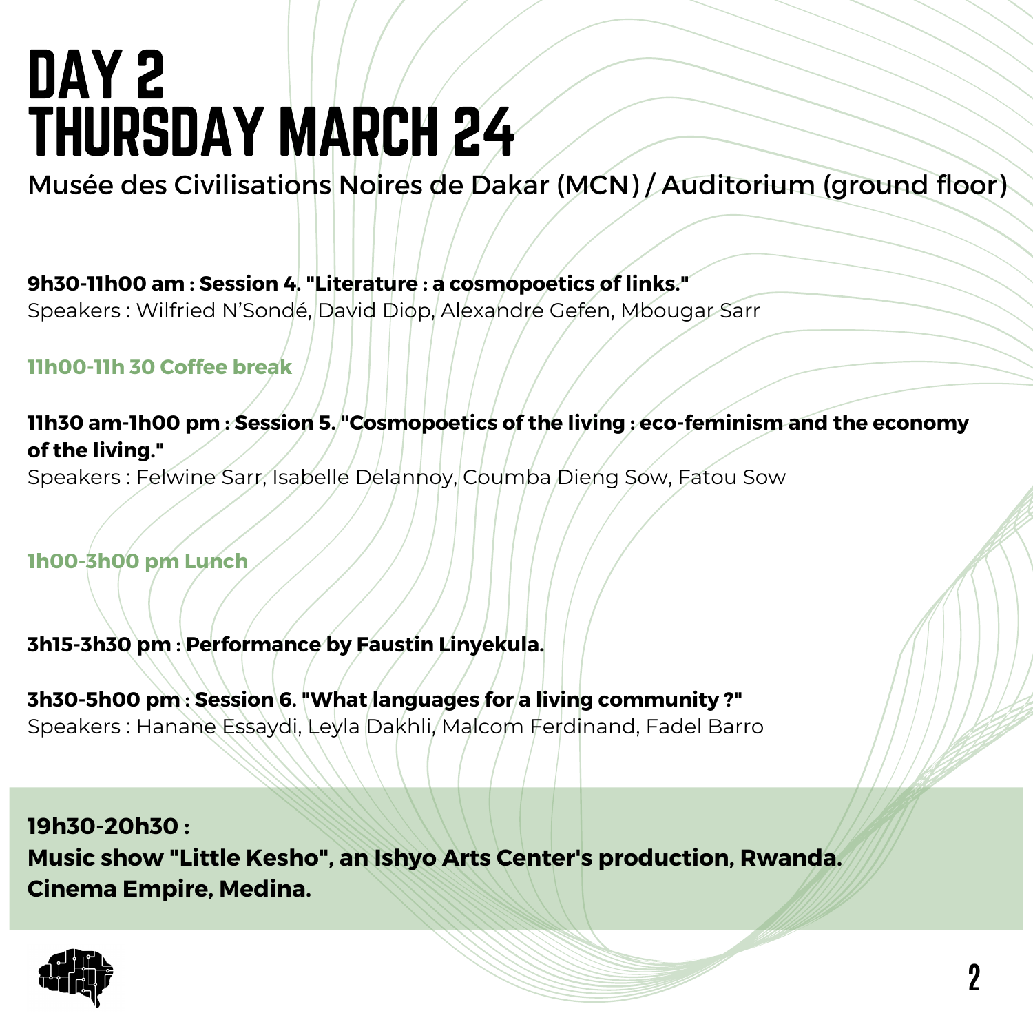# DAY 2
# THURSDAY MARCH 24

Musée des Civilisations Noires de Dakar (MCN) / Auditorium (ground floor)

**9h30-11h00 am : Session 4. "Literature : a cosmopoetics of links."**
Speakers : Wilfried N'Sondé, David Diop, Alexandre Gefen, Mbougar Sarr

**11h00-11h 30 Coffee break**

**11h30 am-1h00 pm : Session 5. "Cosmopoetics of the living : eco-feminism and the economy of the living."**
Speakers : Felwine Sarr, Isabelle Delannoy, Coumba Dieng Sow, Fatou Sow

**1h00-3h00 pm Lunch**

**3h15-3h30 pm : Performance by Faustin Linyekula.**

**3h30-5h00 pm : Session 6. "What languages for a living community ?"**
Speakers : Hanane Essaydi, Leyla Dakhli, Malcom Ferdinand, Fadel Barro

**19h30-20h30 :**
**Music show "Little Kesho", an Ishyo Arts Center's production, Rwanda.**
**Cinema Empire, Medina.**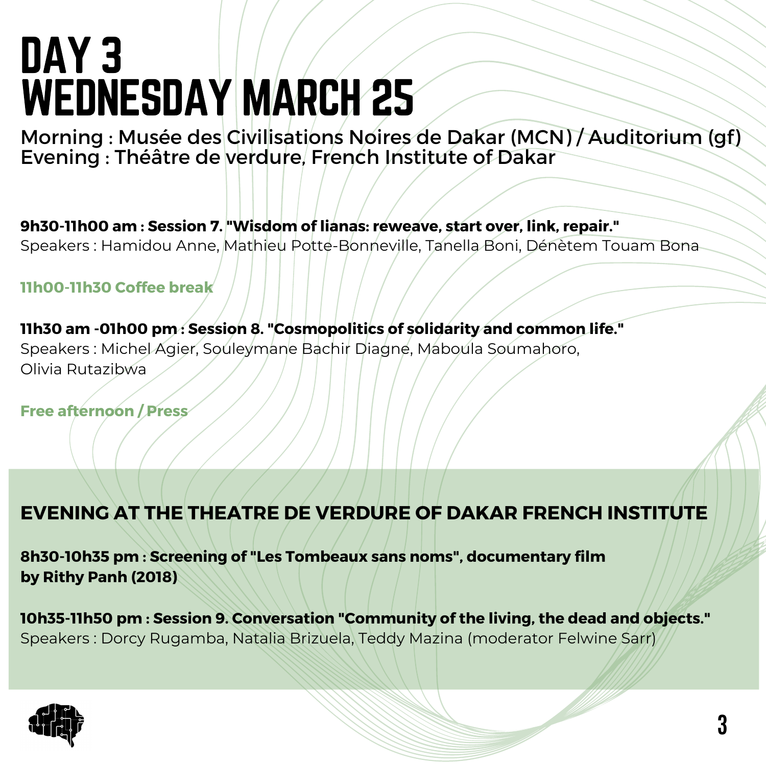# DAY 3
# WEDNESDAY MARCH 25

Morning : Musée des Civilisations Noires de Dakar (MCN) / Auditorium (gf)
Evening : Théâtre de verdure, French Institute of Dakar

**9h30-11h00 am : Session 7. "Wisdom of lianas: reweave, start over, link, repair."**
Speakers : Hamidou Anne, Mathieu Potte-Bonneville, Tanella Boni, Dénètem Touam Bona

**11h00-11h30 Coffee break**

**11h30 am -01h00 pm : Session 8. "Cosmopolitics of solidarity and common life."**
Speakers : Michel Agier, Souleymane Bachir Diagne, Maboula Soumahoro, Olivia Rutazibwa

**Free afternoon / Press**

## EVENING AT THE THEATRE DE VERDURE OF DAKAR FRENCH INSTITUTE

**8h30-10h35 pm : Screening of "Les Tombeaux sans noms", documentary film by Rithy Panh (2018)**

**10h35-11h50 pm : Session 9. Conversation "Community of the living, the dead and objects."**
Speakers : Dorcy Rugamba, Natalia Brizuela, Teddy Mazina (moderator Felwine Sarr)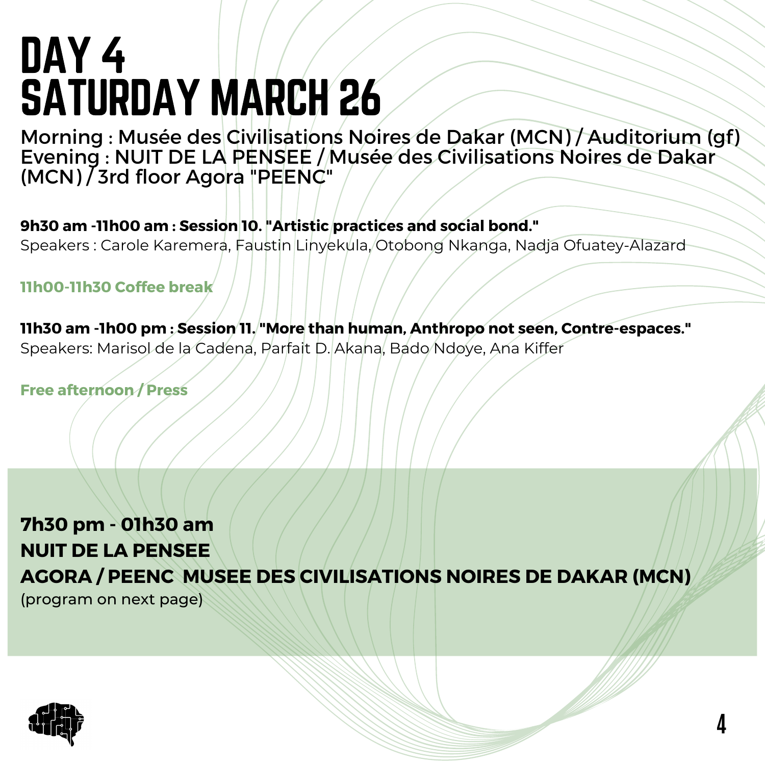# DAY 4
# SATURDAY MARCH 26

Morning : Musée des Civilisations Noires de Dakar (MCN) / Auditorium (gf)
Evening : NUIT DE LA PENSEE / Musée des Civilisations Noires de Dakar (MCN) / 3rd floor Agora "PEENC"

**9h30 am -11h00 am : Session 10. "Artistic practices and social bond."**
Speakers : Carole Karemera, Faustin Linyekula, Otobong Nkanga, Nadja Ofuatey-Alazard

**11h00-11h30 Coffee break**

**11h30 am -1h00 pm : Session 11. "More than human, Anthropo not seen, Contre-espaces."**
Speakers: Marisol de la Cadena, Parfait D. Akana, Bado Ndoye, Ana Kiffer

**Free afternoon / Press**

**7h30 pm - 01h30 am**
**NUIT DE LA PENSEE**
**AGORA / PEENC MUSEE DES CIVILISATIONS NOIRES DE DAKAR (MCN)**
(program on next page)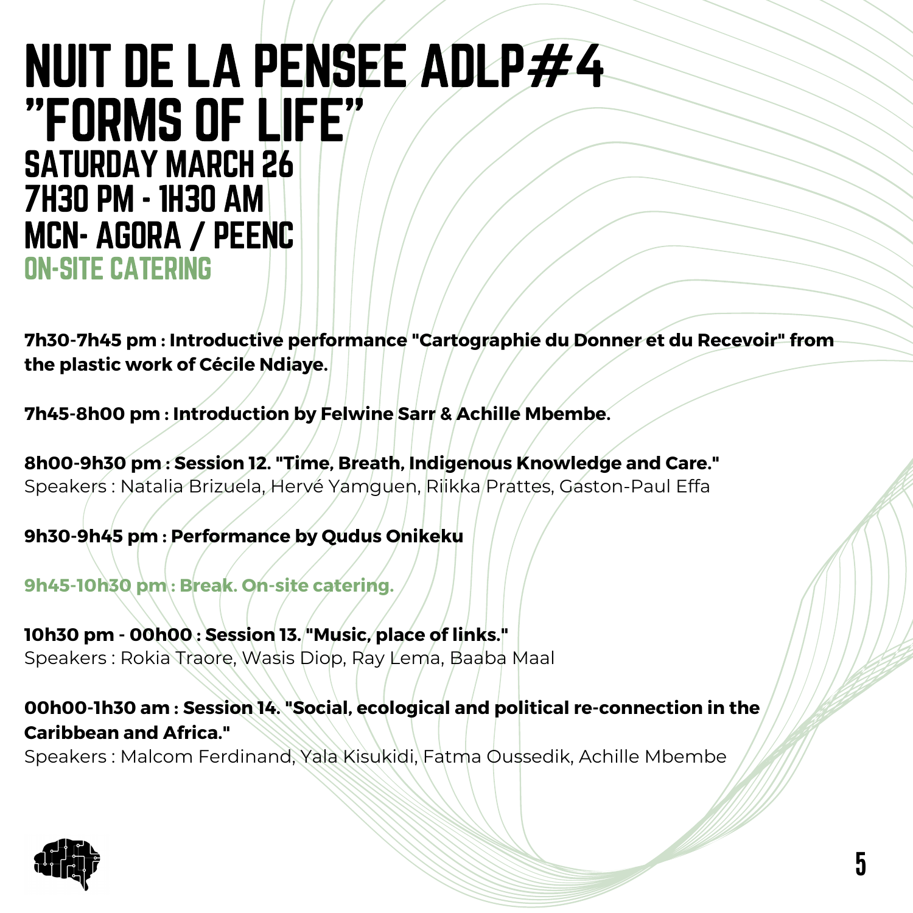# NUIT DE LA PENSEE ADLP#4 "FORMS OF LIFE"

## SATURDAY MARCH 26
## 7H30 PM - 1H30 AM
## MCN- AGORA / PEENC
## ON-SITE CATERING

**7h30-7h45 pm : Introductive performance "Cartographie du Donner et du Recevoir" from the plastic work of Cécile Ndiaye.**

**7h45-8h00 pm : Introduction by Felwine Sarr & Achille Mbembe.**

**8h00-9h30 pm : Session 12. "Time, Breath, Indigenous Knowledge and Care."**
Speakers : Natalia Brizuela, Hervé Yamguen, Riikka Prattes, Gaston-Paul Effa

**9h30-9h45 pm : Performance by Qudus Onikeku**

**9h45-10h30 pm : Break. On-site catering.**

**10h30 pm - 00h00 : Session 13. "Music, place of links."**
Speakers : Rokia Traore, Wasis Diop, Ray Lema, Baaba Maal

**00h00-1h30 am : Session 14. "Social, ecological and political re-connection in the Caribbean and Africa."**
Speakers : Malcom Ferdinand, Yala Kisukidi, Fatma Oussedik, Achille Mbembe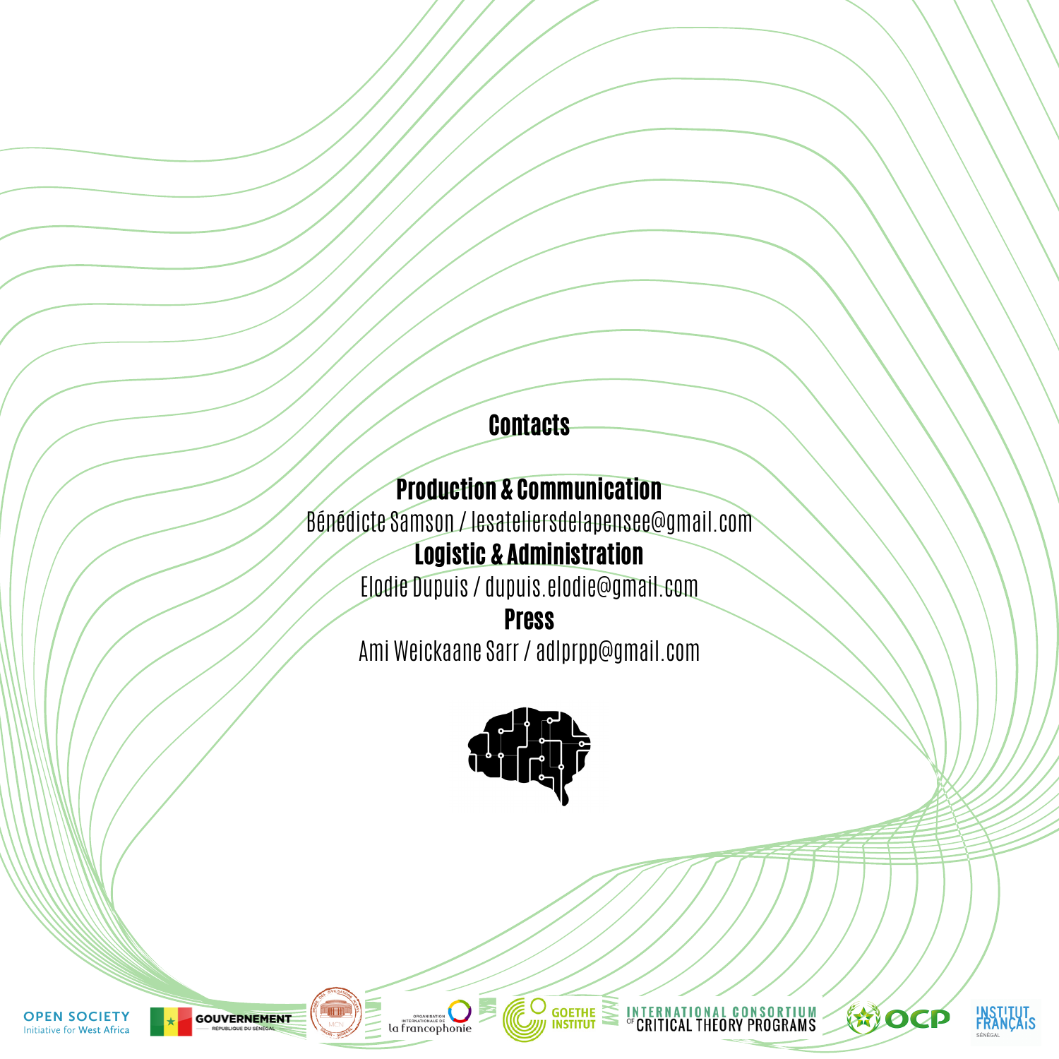# Contacts

**Production & Communication**

Bénédicte Samson / lesateliersdelapensee@gmail.com

**Logistic & Administration**

Elodie Dupuis / dupuis.elodie@gmail.com

**Press**

Ami Weickaane Sarr / adlprpp@gmail.com

OPEN SOCIETY Initiative for West Africa

GOUVERNEMENT RÉPUBLIQUE DU SÉNÉGAL

ORGANISATION INTERNATIONALE DE la francophonie

GOETHE INSTITUT

INTERNATIONAL CONSORTIUM OF CRITICAL THEORY PROGRAMS

OCP

INSTITUT FRANÇAIS SÉNÉGAL